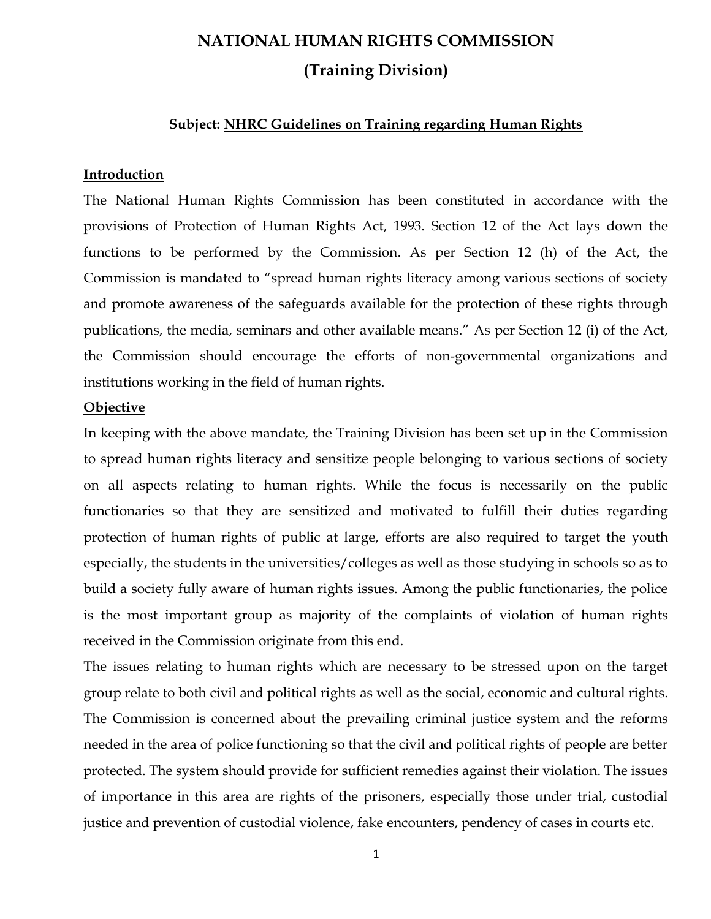# NATIONAL HUMAN RIGHTS COMMISSION

## (Training Division)

**Subject: NHRC Guidelines on Training regarding Human Rights**

**Introduction**

The National Human Rights Commission has been constituted in accordance with the provisions of Protection of Human Rights Act, 1993. Section 12 of the Act lays down the functions to be performed by the Commission. As per Section 12 (h) of the Act, the Commission is mandated to "spread human rights literacy among various sections of society and promote awareness of the safeguards available for the protection of these rights through publications, the media, seminars and other available means." As per Section 12 (i) of the Act, the Commission should encourage the efforts of non-governmental organizations and institutions working in the field of human rights.

**Objective**

In keeping with the above mandate, the Training Division has been set up in the Commission to spread human rights literacy and sensitize people belonging to various sections of society on all aspects relating to human rights. While the focus is necessarily on the public functionaries so that they are sensitized and motivated to fulfill their duties regarding protection of human rights of public at large, efforts are also required to target the youth especially, the students in the universities/colleges as well as those studying in schools so as to build a society fully aware of human rights issues. Among the public functionaries, the police is the most important group as majority of the complaints of violation of human rights received in the Commission originate from this end.

The issues relating to human rights which are necessary to be stressed upon on the target group relate to both civil and political rights as well as the social, economic and cultural rights. The Commission is concerned about the prevailing criminal justice system and the reforms needed in the area of police functioning so that the civil and political rights of people are better protected. The system should provide for sufficient remedies against their violation. The issues of importance in this area are rights of the prisoners, especially those under trial, custodial justice and prevention of custodial violence, fake encounters, pendency of cases in courts etc.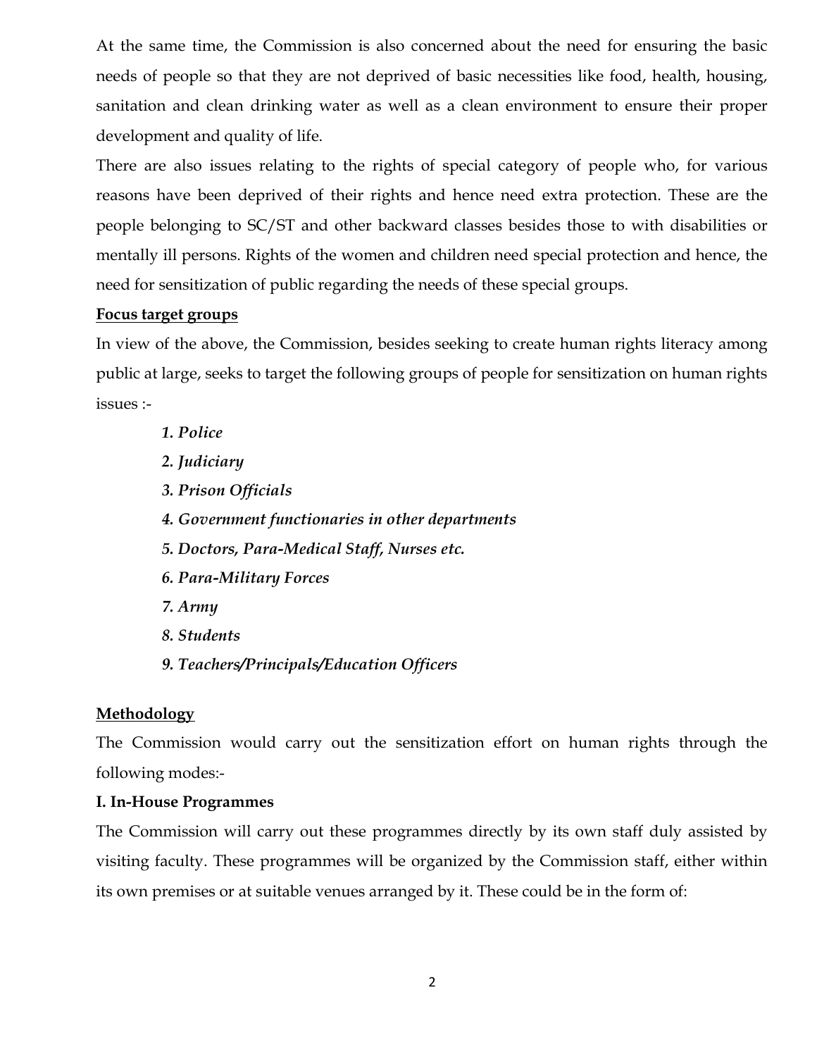At the same time, the Commission is also concerned about the need for ensuring the basic needs of people so that they are not deprived of basic necessities like food, health, housing, sanitation and clean drinking water as well as a clean environment to ensure their proper development and quality of life.

There are also issues relating to the rights of special category of people who, for various reasons have been deprived of their rights and hence need extra protection. These are the people belonging to SC/ST and other backward classes besides those to with disabilities or mentally ill persons. Rights of the women and children need special protection and hence, the need for sensitization of public regarding the needs of these special groups.

**Focus target groups**

In view of the above, the Commission, besides seeking to create human rights literacy among public at large, seeks to target the following groups of people for sensitization on human rights issues :-

1. ***Police***
2. ***Judiciary***
3. ***Prison Officials***
4. ***Government functionaries in other departments***
5. ***Doctors, Para-Medical Staff, Nurses etc.***
6. ***Para-Military Forces***
7. ***Army***
8. ***Students***
9. ***Teachers/Principals/Education Officers***

**Methodology**

The Commission would carry out the sensitization effort on human rights through the following modes:-

**I. In-House Programmes**

The Commission will carry out these programmes directly by its own staff duly assisted by visiting faculty. These programmes will be organized by the Commission staff, either within its own premises or at suitable venues arranged by it. These could be in the form of: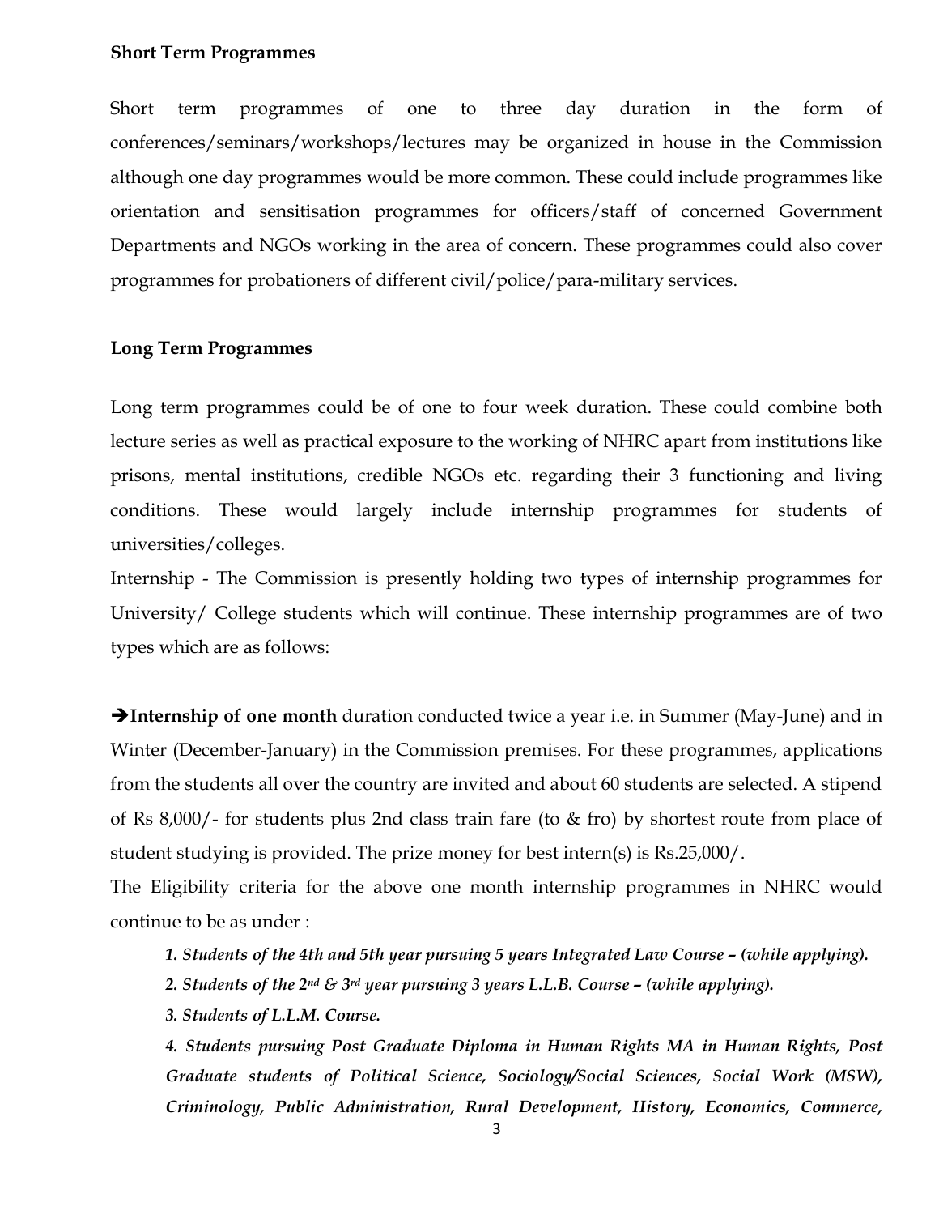**Short Term Programmes**

Short term programmes of one to three day duration in the form of conferences/seminars/workshops/lectures may be organized in house in the Commission although one day programmes would be more common. These could include programmes like orientation and sensitisation programmes for officers/staff of concerned Government Departments and NGOs working in the area of concern. These programmes could also cover programmes for probationers of different civil/police/para-military services.

**Long Term Programmes**

Long term programmes could be of one to four week duration. These could combine both lecture series as well as practical exposure to the working of NHRC apart from institutions like prisons, mental institutions, credible NGOs etc. regarding their 3 functioning and living conditions. These would largely include internship programmes for students of universities/colleges.

Internship - The Commission is presently holding two types of internship programmes for University/ College students which will continue. These internship programmes are of two types which are as follows:

➔**Internship of one month** duration conducted twice a year i.e. in Summer (May-June) and in Winter (December-January) in the Commission premises. For these programmes, applications from the students all over the country are invited and about 60 students are selected. A stipend of Rs 8,000/- for students plus 2nd class train fare (to & fro) by shortest route from place of student studying is provided. The prize money for best intern(s) is Rs.25,000/.

The Eligibility criteria for the above one month internship programmes in NHRC would continue to be as under :

***1. Students of the 4th and 5th year pursuing 5 years Integrated Law Course – (while applying).***

***2. Students of the 2nd & 3rd year pursuing 3 years L.L.B. Course – (while applying).***

***3. Students of L.L.M. Course.***

***4. Students pursuing Post Graduate Diploma in Human Rights MA in Human Rights, Post Graduate students of Political Science, Sociology/Social Sciences, Social Work (MSW), Criminology, Public Administration, Rural Development, History, Economics, Commerce,***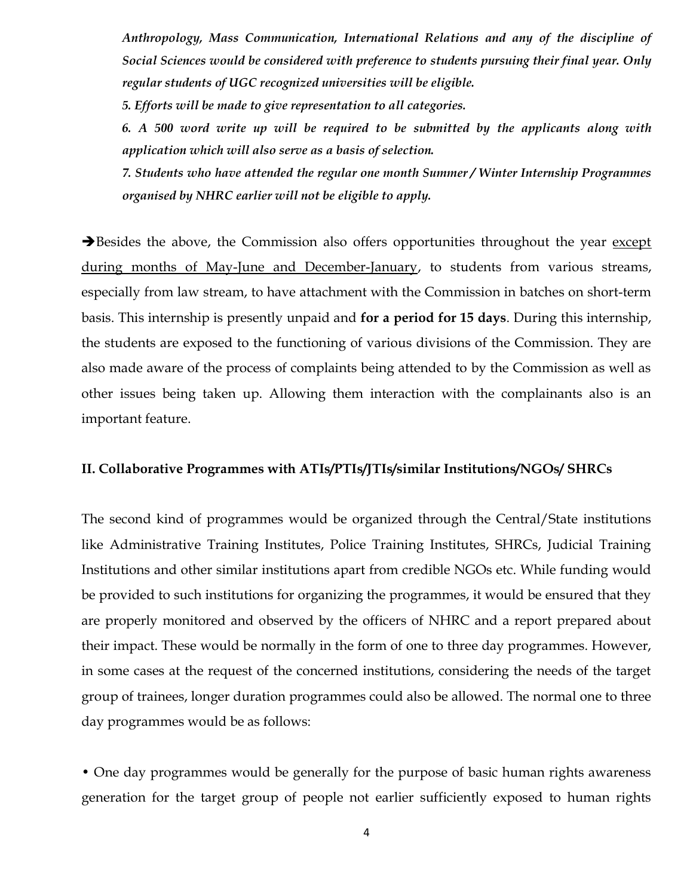*Anthropology, Mass Communication, International Relations and any of the discipline of Social Sciences would be considered with preference to students pursuing their final year. Only regular students of UGC recognized universities will be eligible.*

*5. Efforts will be made to give representation to all categories.*

*6. A 500 word write up will be required to be submitted by the applicants along with application which will also serve as a basis of selection.*

*7. Students who have attended the regular one month Summer / Winter Internship Programmes organised by NHRC earlier will not be eligible to apply.*

➔Besides the above, the Commission also offers opportunities throughout the year <u>except during months of May-June and December-January</u>, to students from various streams, especially from law stream, to have attachment with the Commission in batches on short-term basis. This internship is presently unpaid and **for a period for 15 days**. During this internship, the students are exposed to the functioning of various divisions of the Commission. They are also made aware of the process of complaints being attended to by the Commission as well as other issues being taken up. Allowing them interaction with the complainants also is an important feature.

**II. Collaborative Programmes with ATIs/PTIs/JTIs/similar Institutions/NGOs/ SHRCs**

The second kind of programmes would be organized through the Central/State institutions like Administrative Training Institutes, Police Training Institutes, SHRCs, Judicial Training Institutions and other similar institutions apart from credible NGOs etc. While funding would be provided to such institutions for organizing the programmes, it would be ensured that they are properly monitored and observed by the officers of NHRC and a report prepared about their impact. These would be normally in the form of one to three day programmes. However, in some cases at the request of the concerned institutions, considering the needs of the target group of trainees, longer duration programmes could also be allowed. The normal one to three day programmes would be as follows:

• One day programmes would be generally for the purpose of basic human rights awareness generation for the target group of people not earlier sufficiently exposed to human rights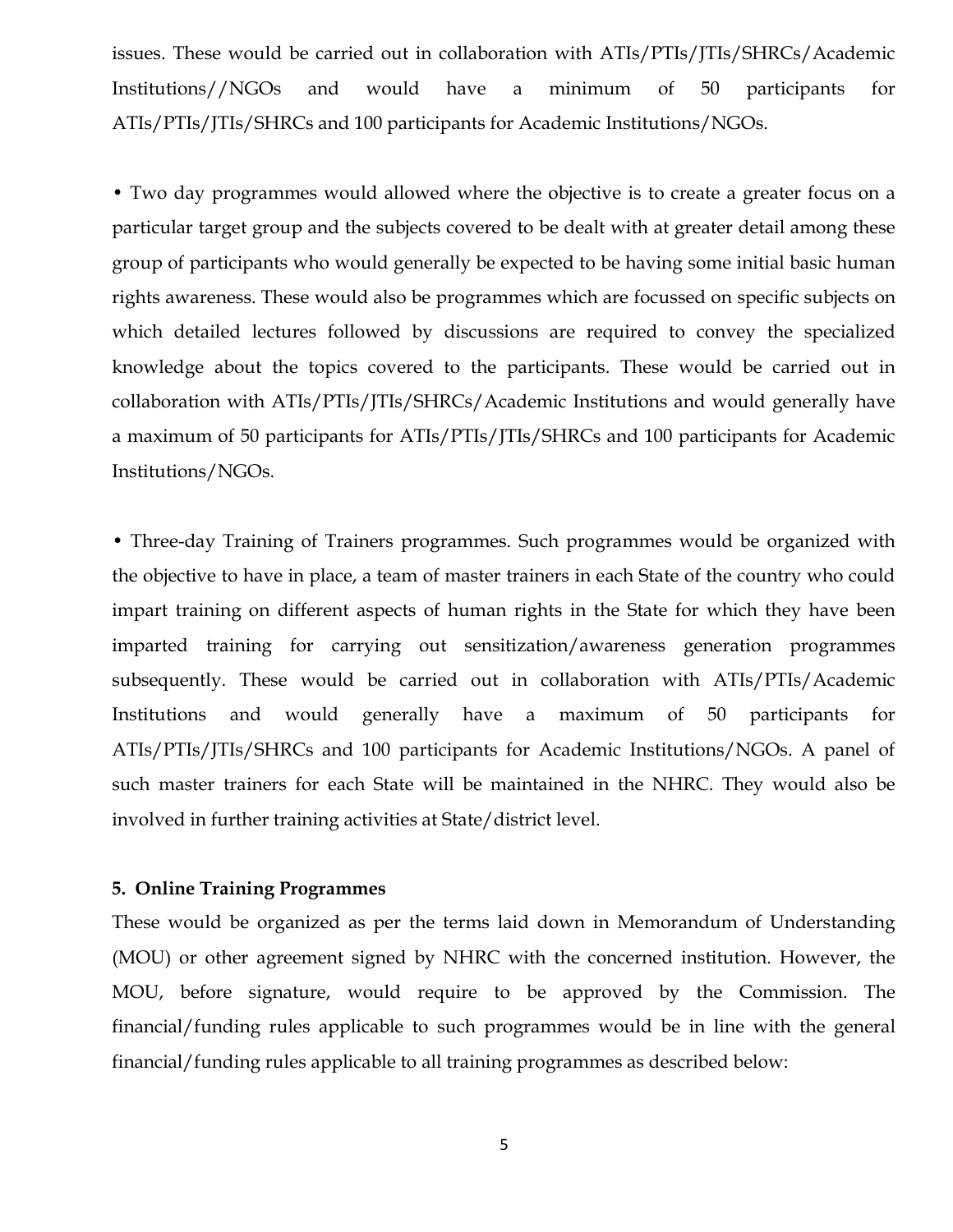issues. These would be carried out in collaboration with ATIs/PTIs/JTIs/SHRCs/Academic Institutions//NGOs and would have a minimum of 50 participants for ATIs/PTIs/JTIs/SHRCs and 100 participants for Academic Institutions/NGOs.

• Two day programmes would allowed where the objective is to create a greater focus on a particular target group and the subjects covered to be dealt with at greater detail among these group of participants who would generally be expected to be having some initial basic human rights awareness. These would also be programmes which are focussed on specific subjects on which detailed lectures followed by discussions are required to convey the specialized knowledge about the topics covered to the participants. These would be carried out in collaboration with ATIs/PTIs/JTIs/SHRCs/Academic Institutions and would generally have a maximum of 50 participants for ATIs/PTIs/JTIs/SHRCs and 100 participants for Academic Institutions/NGOs.

• Three-day Training of Trainers programmes. Such programmes would be organized with the objective to have in place, a team of master trainers in each State of the country who could impart training on different aspects of human rights in the State for which they have been imparted training for carrying out sensitization/awareness generation programmes subsequently. These would be carried out in collaboration with ATIs/PTIs/Academic Institutions and would generally have a maximum of 50 participants for ATIs/PTIs/JTIs/SHRCs and 100 participants for Academic Institutions/NGOs. A panel of such master trainers for each State will be maintained in the NHRC. They would also be involved in further training activities at State/district level.

**5. Online Training Programmes**

These would be organized as per the terms laid down in Memorandum of Understanding (MOU) or other agreement signed by NHRC with the concerned institution. However, the MOU, before signature, would require to be approved by the Commission. The financial/funding rules applicable to such programmes would be in line with the general financial/funding rules applicable to all training programmes as described below: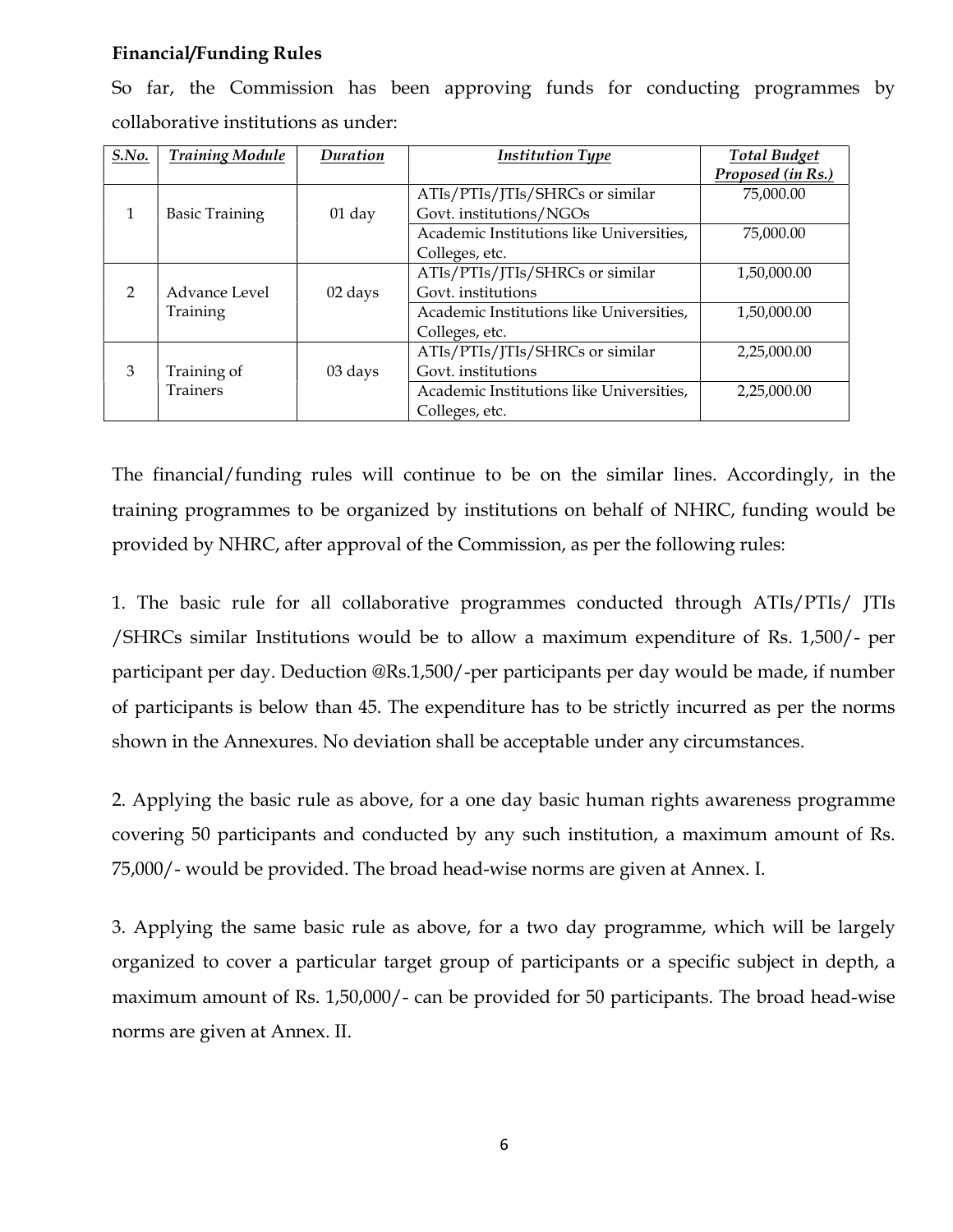**Financial/Funding Rules**

So far, the Commission has been approving funds for conducting programmes by collaborative institutions as under:

| *S.No.* | *Training Module* | *Duration* | *Institution Type* | *Total Budget Proposed (in Rs.)* |
|---|---|---|---|---|
| 1 | Basic Training | 01 day | ATIs/PTIs/JTIs/SHRCs or similar Govt. institutions/NGOs | 75,000.00 |
| | | | Academic Institutions like Universities, Colleges, etc. | 75,000.00 |
| 2 | Advance Level Training | 02 days | ATIs/PTIs/JTIs/SHRCs or similar Govt. institutions | 1,50,000.00 |
| | | | Academic Institutions like Universities, Colleges, etc. | 1,50,000.00 |
| 3 | Training of Trainers | 03 days | ATIs/PTIs/JTIs/SHRCs or similar Govt. institutions | 2,25,000.00 |
| | | | Academic Institutions like Universities, Colleges, etc. | 2,25,000.00 |

The financial/funding rules will continue to be on the similar lines. Accordingly, in the training programmes to be organized by institutions on behalf of NHRC, funding would be provided by NHRC, after approval of the Commission, as per the following rules:

1. The basic rule for all collaborative programmes conducted through ATIs/PTIs/ JTIs /SHRCs similar Institutions would be to allow a maximum expenditure of Rs. 1,500/- per participant per day. Deduction @Rs.1,500/-per participants per day would be made, if number of participants is below than 45. The expenditure has to be strictly incurred as per the norms shown in the Annexures. No deviation shall be acceptable under any circumstances.

2. Applying the basic rule as above, for a one day basic human rights awareness programme covering 50 participants and conducted by any such institution, a maximum amount of Rs. 75,000/- would be provided. The broad head-wise norms are given at Annex. I.

3. Applying the same basic rule as above, for a two day programme, which will be largely organized to cover a particular target group of participants or a specific subject in depth, a maximum amount of Rs. 1,50,000/- can be provided for 50 participants. The broad head-wise norms are given at Annex. II.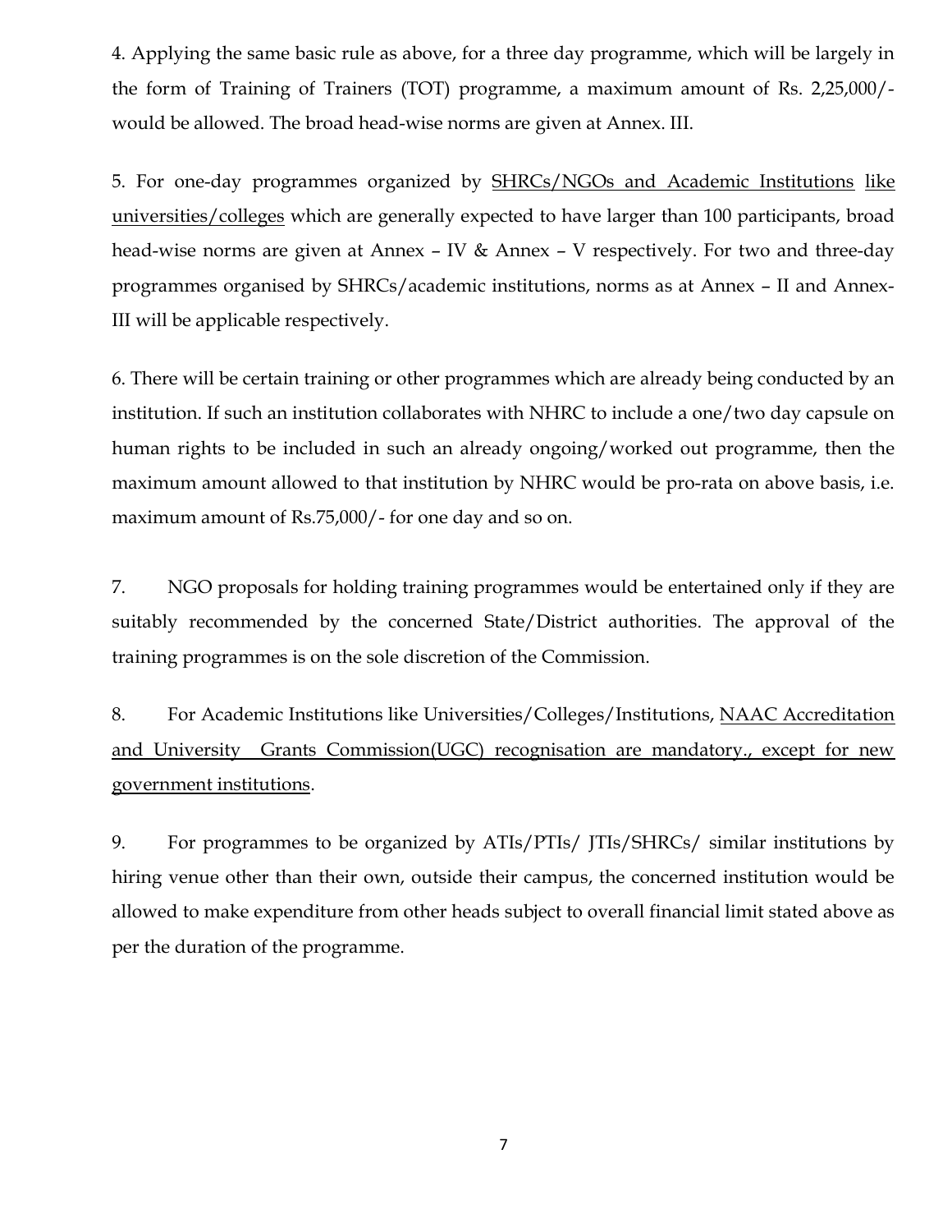4. Applying the same basic rule as above, for a three day programme, which will be largely in the form of Training of Trainers (TOT) programme, a maximum amount of Rs. 2,25,000/- would be allowed. The broad head-wise norms are given at Annex. III.

5. For one-day programmes organized by <u>SHRCs/NGOs and Academic Institutions</u> <u>like universities/colleges</u> which are generally expected to have larger than 100 participants, broad head-wise norms are given at Annex – IV & Annex – V respectively. For two and three-day programmes organised by SHRCs/academic institutions, norms as at Annex – II and Annex-III will be applicable respectively.

6. There will be certain training or other programmes which are already being conducted by an institution. If such an institution collaborates with NHRC to include a one/two day capsule on human rights to be included in such an already ongoing/worked out programme, then the maximum amount allowed to that institution by NHRC would be pro-rata on above basis, i.e. maximum amount of Rs.75,000/- for one day and so on.

7. NGO proposals for holding training programmes would be entertained only if they are suitably recommended by the concerned State/District authorities. The approval of the training programmes is on the sole discretion of the Commission.

8. For Academic Institutions like Universities/Colleges/Institutions, <u>NAAC Accreditation and University Grants Commission(UGC) recognisation are mandatory., except for new government institutions</u>.

9. For programmes to be organized by ATIs/PTIs/ JTIs/SHRCs/ similar institutions by hiring venue other than their own, outside their campus, the concerned institution would be allowed to make expenditure from other heads subject to overall financial limit stated above as per the duration of the programme.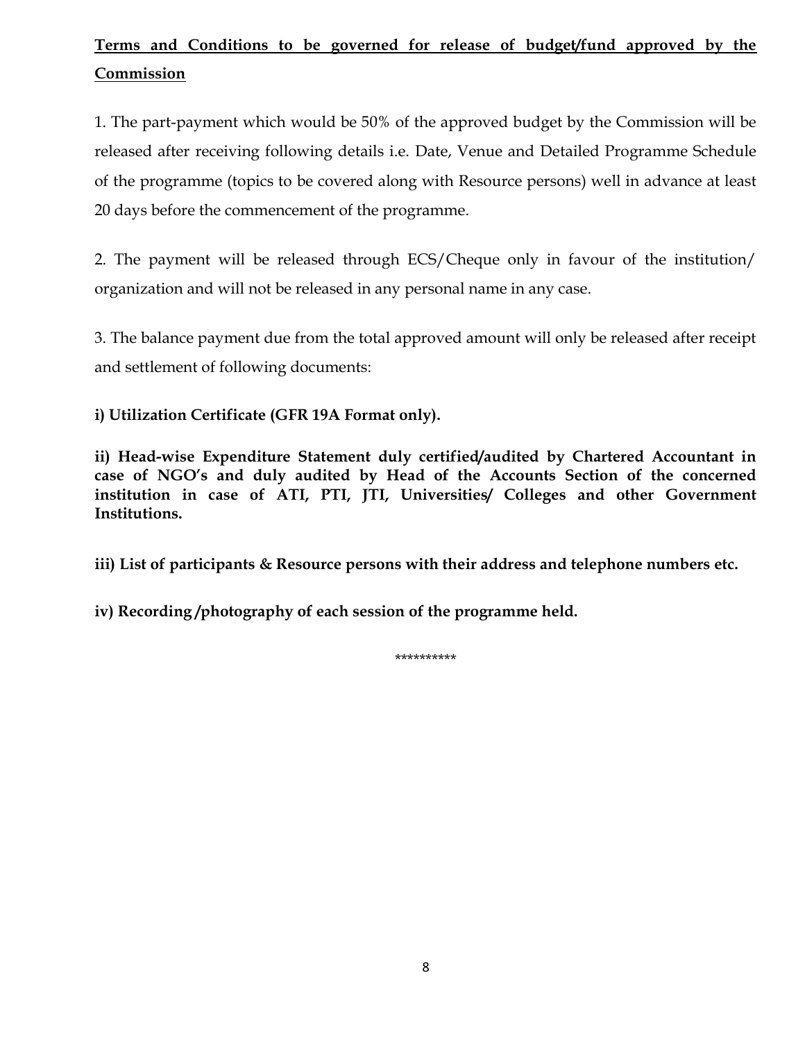**<u>Terms and Conditions to be governed for release of budget/fund approved by the Commission</u>**

1. The part-payment which would be 50% of the approved budget by the Commission will be released after receiving following details i.e. Date, Venue and Detailed Programme Schedule of the programme (topics to be covered along with Resource persons) well in advance at least 20 days before the commencement of the programme.

2. The payment will be released through ECS/Cheque only in favour of the institution/ organization and will not be released in any personal name in any case.

3. The balance payment due from the total approved amount will only be released after receipt and settlement of following documents:

**i) Utilization Certificate (GFR 19A Format only).**

**ii) Head-wise Expenditure Statement duly certified/audited by Chartered Accountant in case of NGO's and duly audited by Head of the Accounts Section of the concerned institution in case of ATI, PTI, JTI, Universities/ Colleges and other Government Institutions.**

**iii) List of participants & Resource persons with their address and telephone numbers etc.**

**iv) Recording /photography of each session of the programme held.**

**********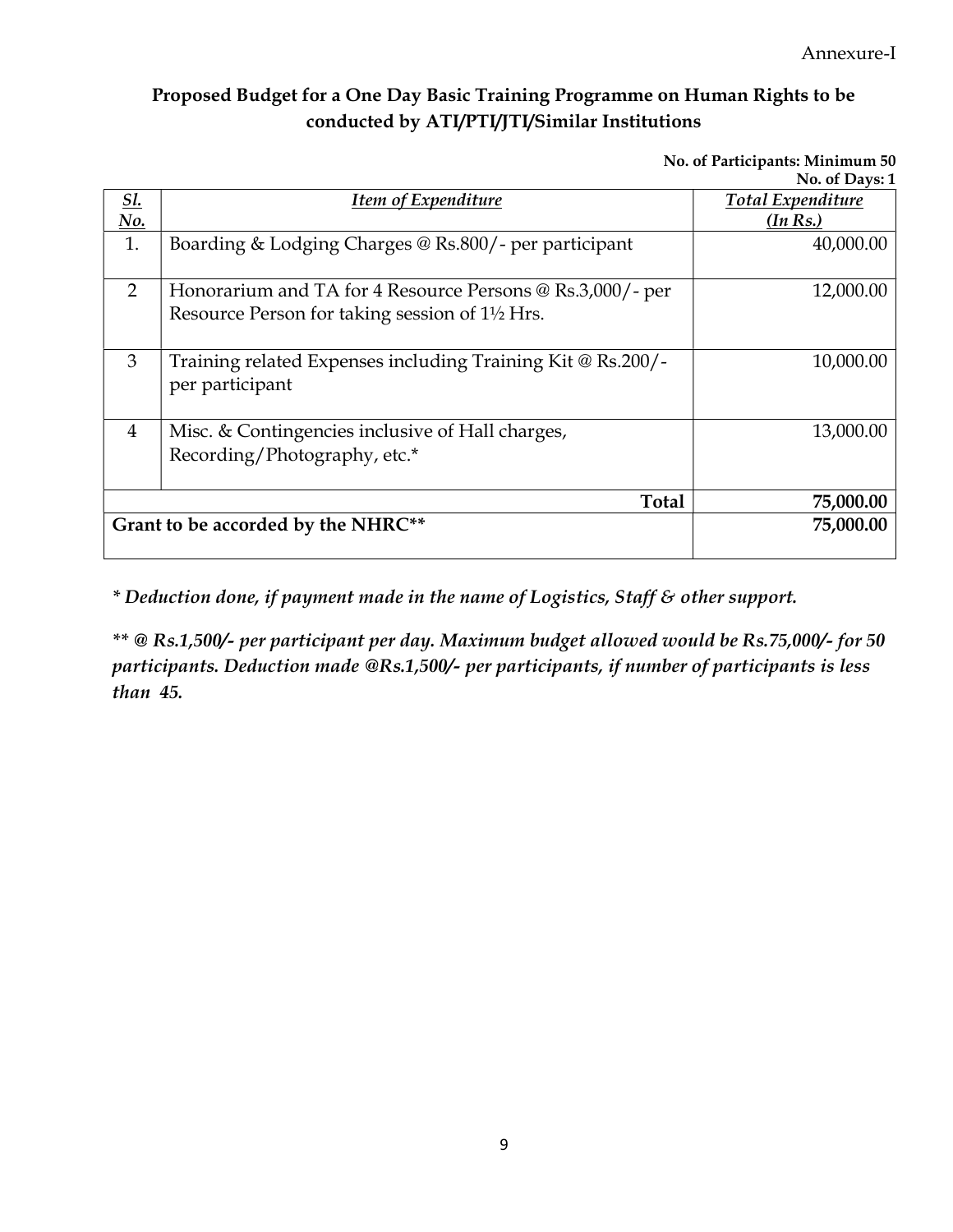Annexure-I

## Proposed Budget for a One Day Basic Training Programme on Human Rights to be conducted by ATI/PTI/JTI/Similar Institutions

**No. of Participants: Minimum 50**
**No. of Days: 1**

| *Sl. No.* | *Item of Expenditure* | *Total Expenditure (In Rs.)* |
|---|---|---|
| 1. | Boarding & Lodging Charges @ Rs.800/- per participant | 40,000.00 |
| 2 | Honorarium and TA for 4 Resource Persons @ Rs.3,000/- per Resource Person for taking session of 1½ Hrs. | 12,000.00 |
| 3 | Training related Expenses including Training Kit @ Rs.200/- per participant | 10,000.00 |
| 4 | Misc. & Contingencies inclusive of Hall charges, Recording/Photography, etc.* | 13,000.00 |
| | **Total** | **75,000.00** |
| **Grant to be accorded by the NHRC**** | | **75,000.00** |

*\* Deduction done, if payment made in the name of Logistics, Staff & other support.*

*\*\* @ Rs.1,500/- per participant per day. Maximum budget allowed would be Rs.75,000/- for 50 participants. Deduction made @Rs.1,500/- per participants, if number of participants is less than 45.*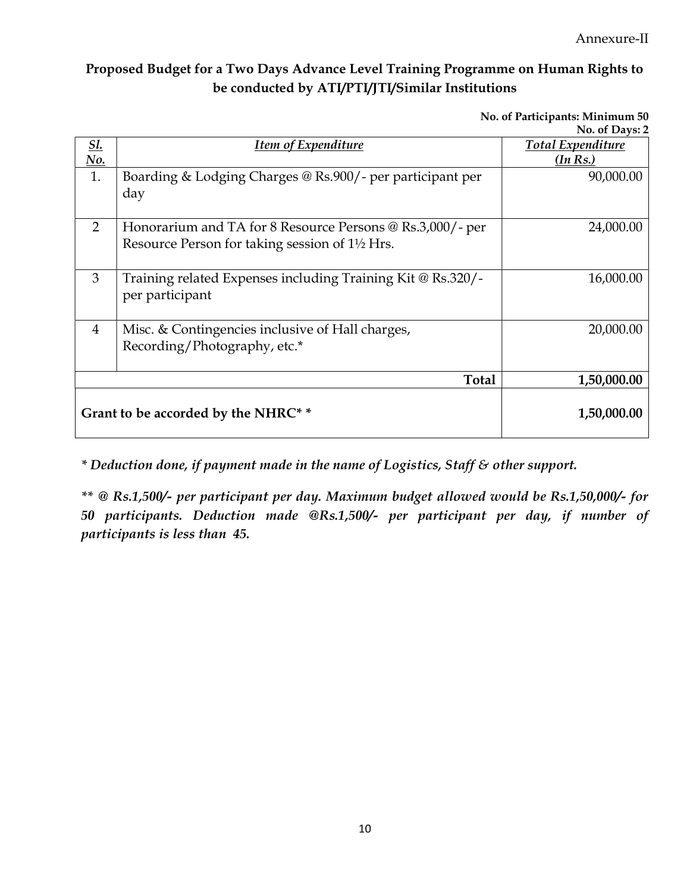Annexure-II

## Proposed Budget for a Two Days Advance Level Training Programme on Human Rights to be conducted by ATI/PTI/JTI/Similar Institutions

**No. of Participants: Minimum 50**
**No. of Days: 2**

| *Sl. No.* | *Item of Expenditure* | *Total Expenditure (In Rs.)* |
|---|---|---|
| 1. | Boarding & Lodging Charges @ Rs.900/- per participant per day | 90,000.00 |
| 2 | Honorarium and TA for 8 Resource Persons @ Rs.3,000/- per Resource Person for taking session of 1½ Hrs. | 24,000.00 |
| 3 | Training related Expenses including Training Kit @ Rs.320/- per participant | 16,000.00 |
| 4 | Misc. & Contingencies inclusive of Hall charges, Recording/Photography, etc.* | 20,000.00 |
| | **Total** | **1,50,000.00** |
| | **Grant to be accorded by the NHRC* *** | **1,50,000.00** |

***\* Deduction done, if payment made in the name of Logistics, Staff & other support.***

***\*\* @ Rs.1,500/- per participant per day. Maximum budget allowed would be Rs.1,50,000/- for 50 participants. Deduction made @Rs.1,500/- per participant per day, if number of participants is less than 45.***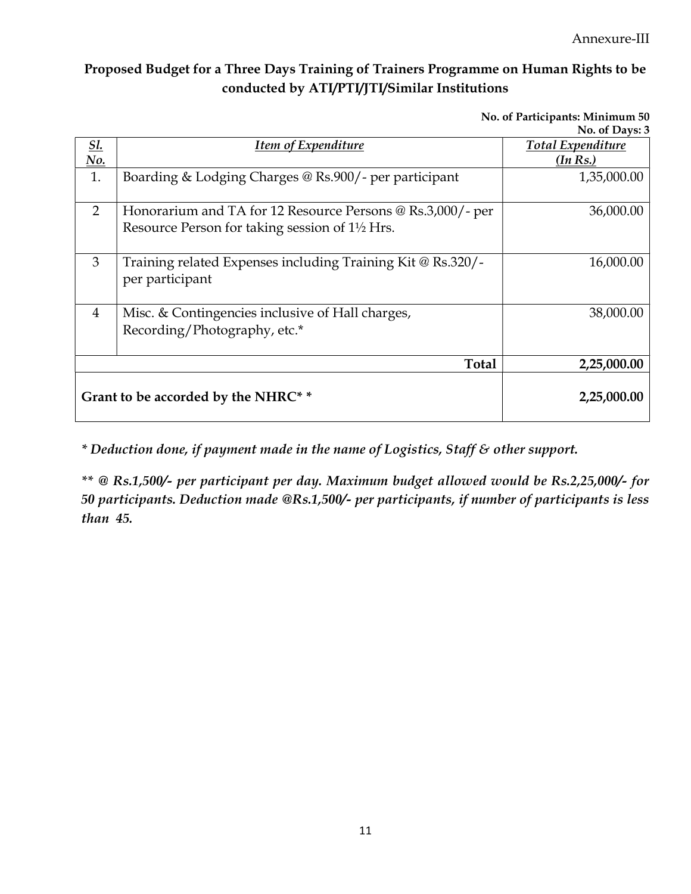Annexure-III

## Proposed Budget for a Three Days Training of Trainers Programme on Human Rights to be conducted by ATI/PTI/JTI/Similar Institutions

**No. of Participants: Minimum 50**
**No. of Days: 3**

| Sl. No. | Item of Expenditure | Total Expenditure (In Rs.) |
|---|---|---|
| 1. | Boarding & Lodging Charges @ Rs.900/- per participant | 1,35,000.00 |
| 2 | Honorarium and TA for 12 Resource Persons @ Rs.3,000/- per Resource Person for taking session of 1½ Hrs. | 36,000.00 |
| 3 | Training related Expenses including Training Kit @ Rs.320/- per participant | 16,000.00 |
| 4 | Misc. & Contingencies inclusive of Hall charges, Recording/Photography, etc.* | 38,000.00 |
| | **Total** | **2,25,000.00** |
| | **Grant to be accorded by the NHRC\*\*** | **2,25,000.00** |

*\* Deduction done, if payment made in the name of Logistics, Staff & other support.*

*\*\* @ Rs.1,500/- per participant per day. Maximum budget allowed would be Rs.2,25,000/- for 50 participants. Deduction made @Rs.1,500/- per participants, if number of participants is less than 45.*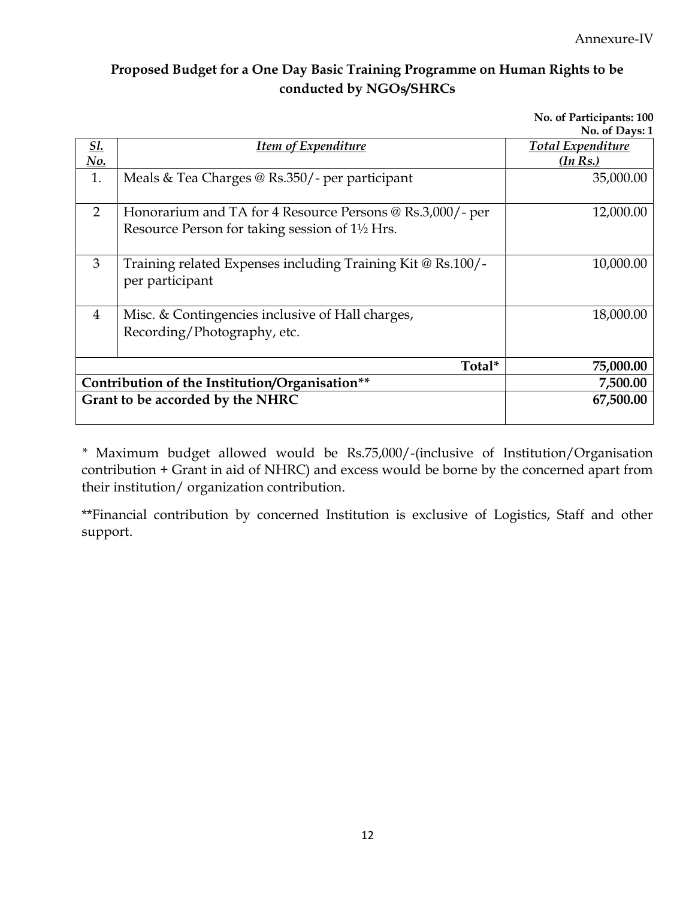Annexure-IV

## Proposed Budget for a One Day Basic Training Programme on Human Rights to be conducted by NGOs/SHRCs

**No. of Participants: 100**
**No. of Days: 1**

| *Sl. No.* | *Item of Expenditure* | *Total Expenditure (In Rs.)* |
|---|---|---|
| 1. | Meals & Tea Charges @ Rs.350/- per participant | 35,000.00 |
| 2 | Honorarium and TA for 4 Resource Persons @ Rs.3,000/- per Resource Person for taking session of 1½ Hrs. | 12,000.00 |
| 3 | Training related Expenses including Training Kit @ Rs.100/- per participant | 10,000.00 |
| 4 | Misc. & Contingencies inclusive of Hall charges, Recording/Photography, etc. | 18,000.00 |
| | **Total*** | **75,000.00** |
| **Contribution of the Institution/Organisation**** | | **7,500.00** |
| **Grant to be accorded by the NHRC** | | **67,500.00** |

* Maximum budget allowed would be Rs.75,000/-(inclusive of Institution/Organisation contribution + Grant in aid of NHRC) and excess would be borne by the concerned apart from their institution/ organization contribution.

**Financial contribution by concerned Institution is exclusive of Logistics, Staff and other support.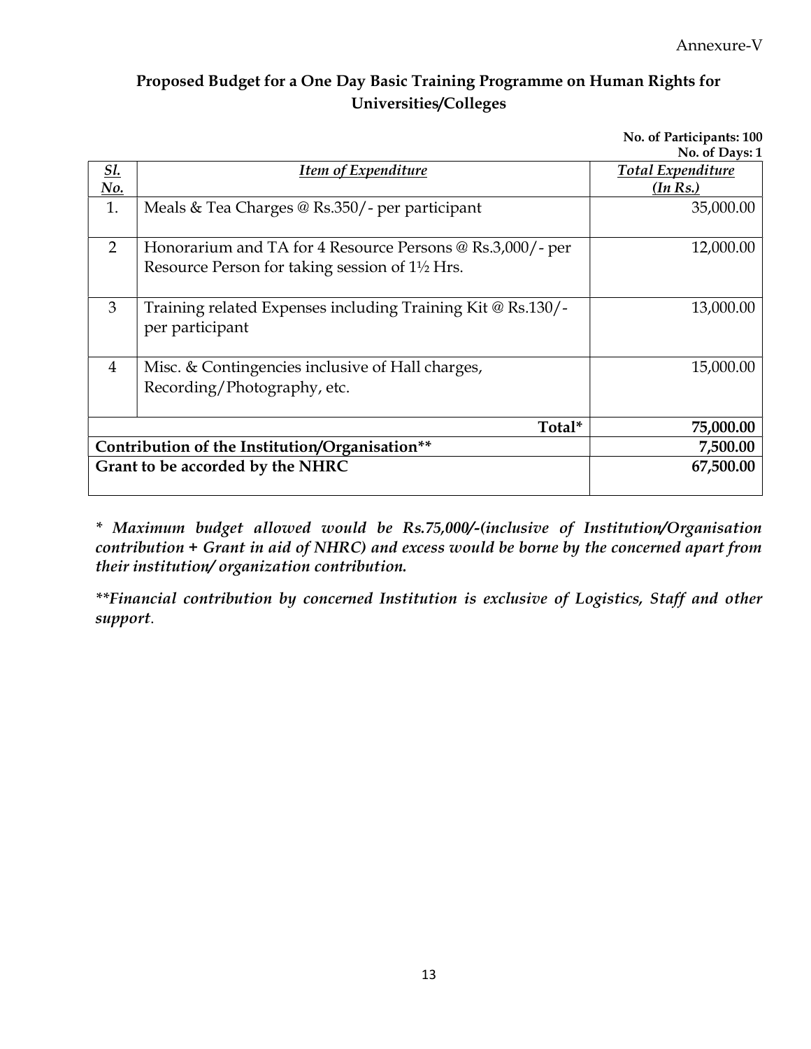Annexure-V

## Proposed Budget for a One Day Basic Training Programme on Human Rights for Universities/Colleges

**No. of Participants: 100**
**No. of Days: 1**

| Sl. No. | Item of Expenditure | Total Expenditure (In Rs.) |
|---|---|---|
| 1. | Meals & Tea Charges @ Rs.350/- per participant | 35,000.00 |
| 2 | Honorarium and TA for 4 Resource Persons @ Rs.3,000/- per Resource Person for taking session of 1½ Hrs. | 12,000.00 |
| 3 | Training related Expenses including Training Kit @ Rs.130/- per participant | 13,000.00 |
| 4 | Misc. & Contingencies inclusive of Hall charges, Recording/Photography, etc. | 15,000.00 |
| | **Total*** | **75,000.00** |
| | **Contribution of the Institution/Organisation**** | **7,500.00** |
| | **Grant to be accorded by the NHRC** | **67,500.00** |

*\* Maximum budget allowed would be Rs.75,000/-(inclusive of Institution/Organisation contribution + Grant in aid of NHRC) and excess would be borne by the concerned apart from their institution/ organization contribution.*

*\*\*Financial contribution by concerned Institution is exclusive of Logistics, Staff and other support.*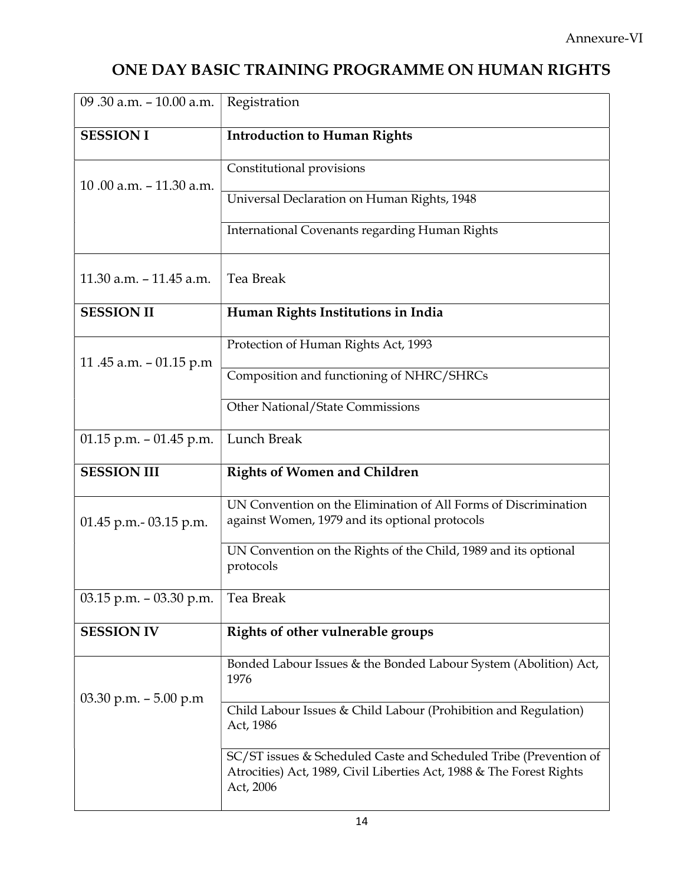Annexure-VI

## ONE DAY BASIC TRAINING PROGRAMME ON HUMAN RIGHTS

| | |
|---|---|
| 09 .30 a.m. – 10.00 a.m. | Registration |
| **SESSION I** | **Introduction to Human Rights** |
| 10 .00 a.m. – 11.30 a.m. | Constitutional provisions |
| | Universal Declaration on Human Rights, 1948 |
| | International Covenants regarding Human Rights |
| 11.30 a.m. – 11.45 a.m. | Tea Break |
| **SESSION II** | **Human Rights Institutions in India** |
| 11 .45 a.m. – 01.15 p.m | Protection of Human Rights Act, 1993 |
| | Composition and functioning of NHRC/SHRCs |
| | Other National/State Commissions |
| 01.15 p.m. – 01.45 p.m. | Lunch Break |
| **SESSION III** | **Rights of Women and Children** |
| 01.45 p.m.- 03.15 p.m. | UN Convention on the Elimination of All Forms of Discrimination against Women, 1979 and its optional protocols |
| | UN Convention on the Rights of the Child, 1989 and its optional protocols |
| 03.15 p.m. – 03.30 p.m. | Tea Break |
| **SESSION IV** | **Rights of other vulnerable groups** |
| 03.30 p.m. – 5.00 p.m | Bonded Labour Issues & the Bonded Labour System (Abolition) Act, 1976 |
| | Child Labour Issues & Child Labour (Prohibition and Regulation) Act, 1986 |
| | SC/ST issues & Scheduled Caste and Scheduled Tribe (Prevention of Atrocities) Act, 1989, Civil Liberties Act, 1988 & The Forest Rights Act, 2006 |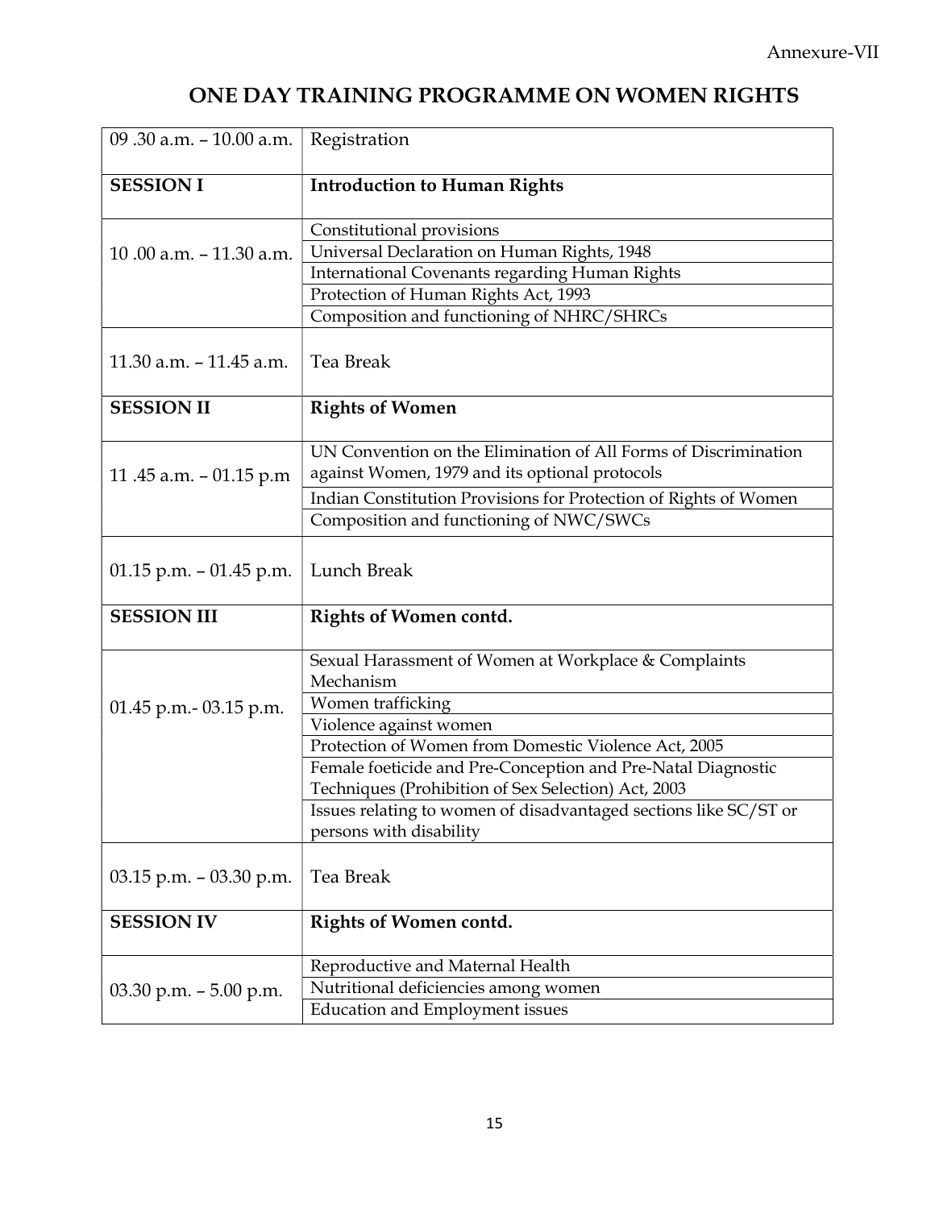Annexure-VII

# ONE DAY TRAINING PROGRAMME ON WOMEN RIGHTS

| | |
|---|---|
| 09 .30 a.m. – 10.00 a.m. | Registration |
| **SESSION I** | **Introduction to Human Rights** |
| 10 .00 a.m. – 11.30 a.m. | Constitutional provisions |
| | Universal Declaration on Human Rights, 1948 |
| | International Covenants regarding Human Rights |
| | Protection of Human Rights Act, 1993 |
| | Composition and functioning of NHRC/SHRCs |
| 11.30 a.m. – 11.45 a.m. | Tea Break |
| **SESSION II** | **Rights of Women** |
| 11 .45 a.m. – 01.15 p.m | UN Convention on the Elimination of All Forms of Discrimination against Women, 1979 and its optional protocols |
| | Indian Constitution Provisions for Protection of Rights of Women |
| | Composition and functioning of NWC/SWCs |
| 01.15 p.m. – 01.45 p.m. | Lunch Break |
| **SESSION III** | **Rights of Women contd.** |
| 01.45 p.m.- 03.15 p.m. | Sexual Harassment of Women at Workplace & Complaints Mechanism |
| | Women trafficking |
| | Violence against women |
| | Protection of Women from Domestic Violence Act, 2005 |
| | Female foeticide and Pre-Conception and Pre-Natal Diagnostic Techniques (Prohibition of Sex Selection) Act, 2003 |
| | Issues relating to women of disadvantaged sections like SC/ST or persons with disability |
| 03.15 p.m. – 03.30 p.m. | Tea Break |
| **SESSION IV** | **Rights of Women contd.** |
| 03.30 p.m. – 5.00 p.m. | Reproductive and Maternal Health |
| | Nutritional deficiencies among women |
| | Education and Employment issues |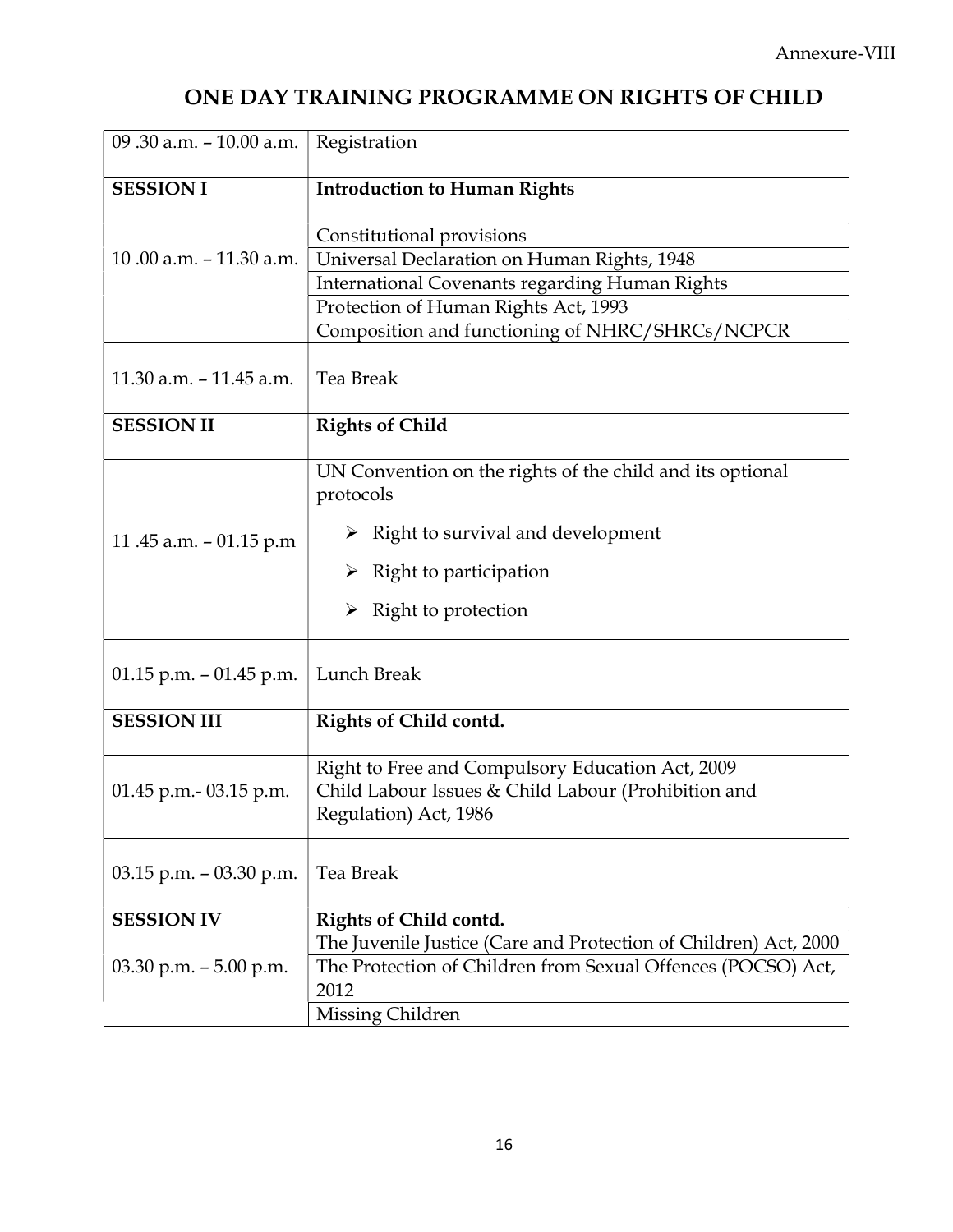Annexure-VIII

# ONE DAY TRAINING PROGRAMME ON RIGHTS OF CHILD

| | |
|---|---|
| 09 .30 a.m. – 10.00 a.m. | Registration |
| **SESSION I** | **Introduction to Human Rights** |
| 10 .00 a.m. – 11.30 a.m. | Constitutional provisions |
| | Universal Declaration on Human Rights, 1948 |
| | International Covenants regarding Human Rights |
| | Protection of Human Rights Act, 1993 |
| | Composition and functioning of NHRC/SHRCs/NCPCR |
| 11.30 a.m. – 11.45 a.m. | Tea Break |
| **SESSION II** | **Rights of Child** |
| 11 .45 a.m. – 01.15 p.m | UN Convention on the rights of the child and its optional protocols<br>➢ Right to survival and development<br>➢ Right to participation<br>➢ Right to protection |
| 01.15 p.m. – 01.45 p.m. | Lunch Break |
| **SESSION III** | **Rights of Child contd.** |
| 01.45 p.m.- 03.15 p.m. | Right to Free and Compulsory Education Act, 2009<br>Child Labour Issues & Child Labour (Prohibition and Regulation) Act, 1986 |
| 03.15 p.m. – 03.30 p.m. | Tea Break |
| **SESSION IV** | **Rights of Child contd.** |
| 03.30 p.m. – 5.00 p.m. | The Juvenile Justice (Care and Protection of Children) Act, 2000 |
| | The Protection of Children from Sexual Offences (POCSO) Act, 2012 |
| | Missing Children |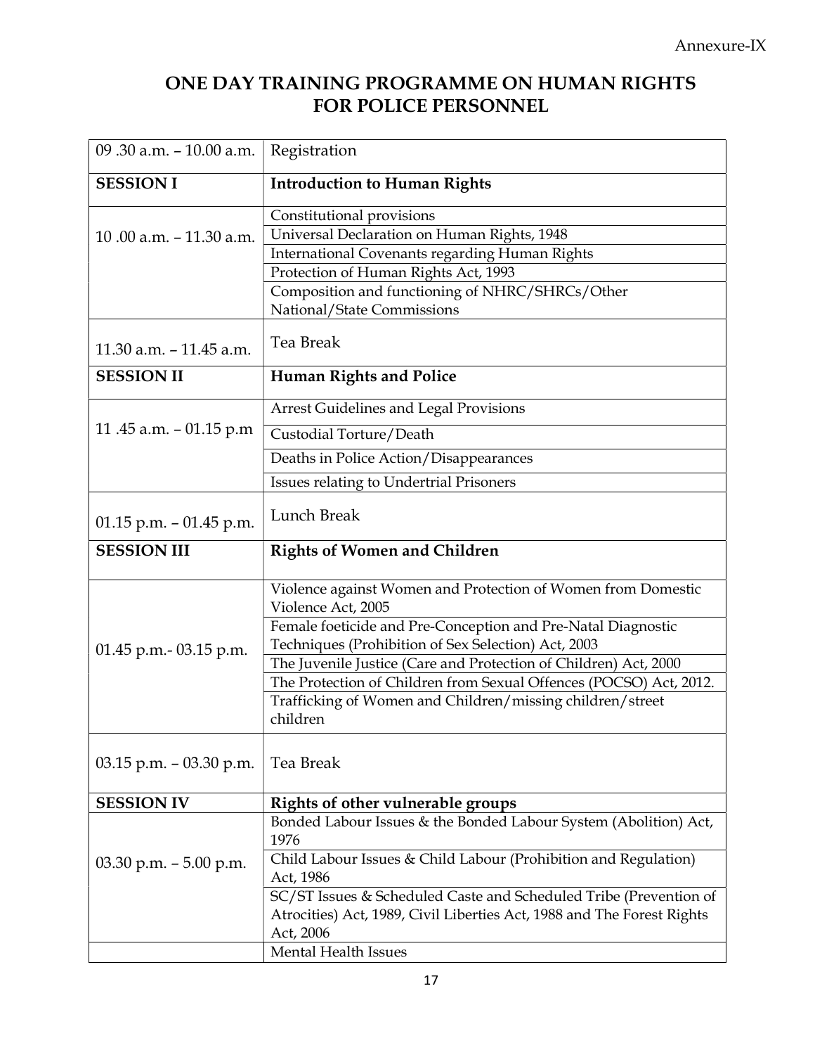Annexure-IX

# ONE DAY TRAINING PROGRAMME ON HUMAN RIGHTS FOR POLICE PERSONNEL

| 09 .30 a.m. – 10.00 a.m. | Registration |
|---|---|
| **SESSION I** | **Introduction to Human Rights** |
| 10 .00 a.m. – 11.30 a.m. | Constitutional provisions |
| | Universal Declaration on Human Rights, 1948 |
| | International Covenants regarding Human Rights |
| | Protection of Human Rights Act, 1993 |
| | Composition and functioning of NHRC/SHRCs/Other National/State Commissions |
| 11.30 a.m. – 11.45 a.m. | Tea Break |
| **SESSION II** | **Human Rights and Police** |
| 11 .45 a.m. – 01.15 p.m | Arrest Guidelines and Legal Provisions |
| | Custodial Torture/Death |
| | Deaths in Police Action/Disappearances |
| | Issues relating to Undertrial Prisoners |
| 01.15 p.m. – 01.45 p.m. | Lunch Break |
| **SESSION III** | **Rights of Women and Children** |
| 01.45 p.m.- 03.15 p.m. | Violence against Women and Protection of Women from Domestic Violence Act, 2005 |
| | Female foeticide and Pre-Conception and Pre-Natal Diagnostic Techniques (Prohibition of Sex Selection) Act, 2003 |
| | The Juvenile Justice (Care and Protection of Children) Act, 2000 |
| | The Protection of Children from Sexual Offences (POCSO) Act, 2012. |
| | Trafficking of Women and Children/missing children/street children |
| 03.15 p.m. – 03.30 p.m. | Tea Break |
| **SESSION IV** | **Rights of other vulnerable groups** |
| 03.30 p.m. – 5.00 p.m. | Bonded Labour Issues & the Bonded Labour System (Abolition) Act, 1976 |
| | Child Labour Issues & Child Labour (Prohibition and Regulation) Act, 1986 |
| | SC/ST Issues & Scheduled Caste and Scheduled Tribe (Prevention of Atrocities) Act, 1989, Civil Liberties Act, 1988 and The Forest Rights Act, 2006 |
| | Mental Health Issues |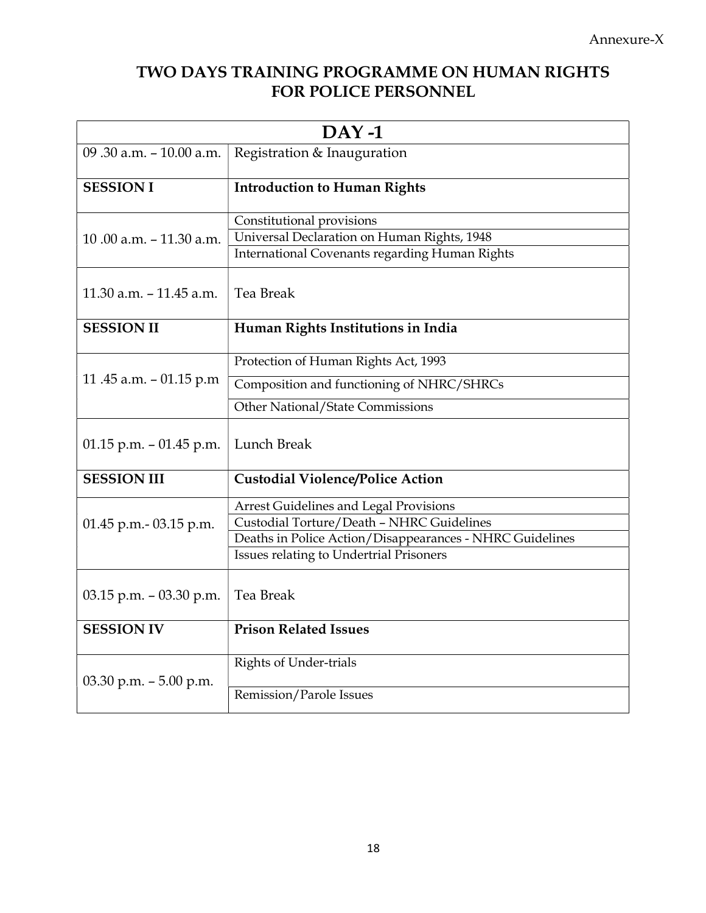Annexure-X

# TWO DAYS TRAINING PROGRAMME ON HUMAN RIGHTS FOR POLICE PERSONNEL

| DAY -1 | |
|---|---|
| 09 .30 a.m. – 10.00 a.m. | Registration & Inauguration |
| **SESSION I** | **Introduction to Human Rights** |
| 10 .00 a.m. – 11.30 a.m. | Constitutional provisions |
| | Universal Declaration on Human Rights, 1948 |
| | International Covenants regarding Human Rights |
| 11.30 a.m. – 11.45 a.m. | Tea Break |
| **SESSION II** | **Human Rights Institutions in India** |
| 11 .45 a.m. – 01.15 p.m | Protection of Human Rights Act, 1993 |
| | Composition and functioning of NHRC/SHRCs |
| | Other National/State Commissions |
| 01.15 p.m. – 01.45 p.m. | Lunch Break |
| **SESSION III** | **Custodial Violence/Police Action** |
| 01.45 p.m.- 03.15 p.m. | Arrest Guidelines and Legal Provisions |
| | Custodial Torture/Death – NHRC Guidelines |
| | Deaths in Police Action/Disappearances - NHRC Guidelines |
| | Issues relating to Undertrial Prisoners |
| 03.15 p.m. – 03.30 p.m. | Tea Break |
| **SESSION IV** | **Prison Related Issues** |
| 03.30 p.m. – 5.00 p.m. | Rights of Under-trials |
| | Remission/Parole Issues |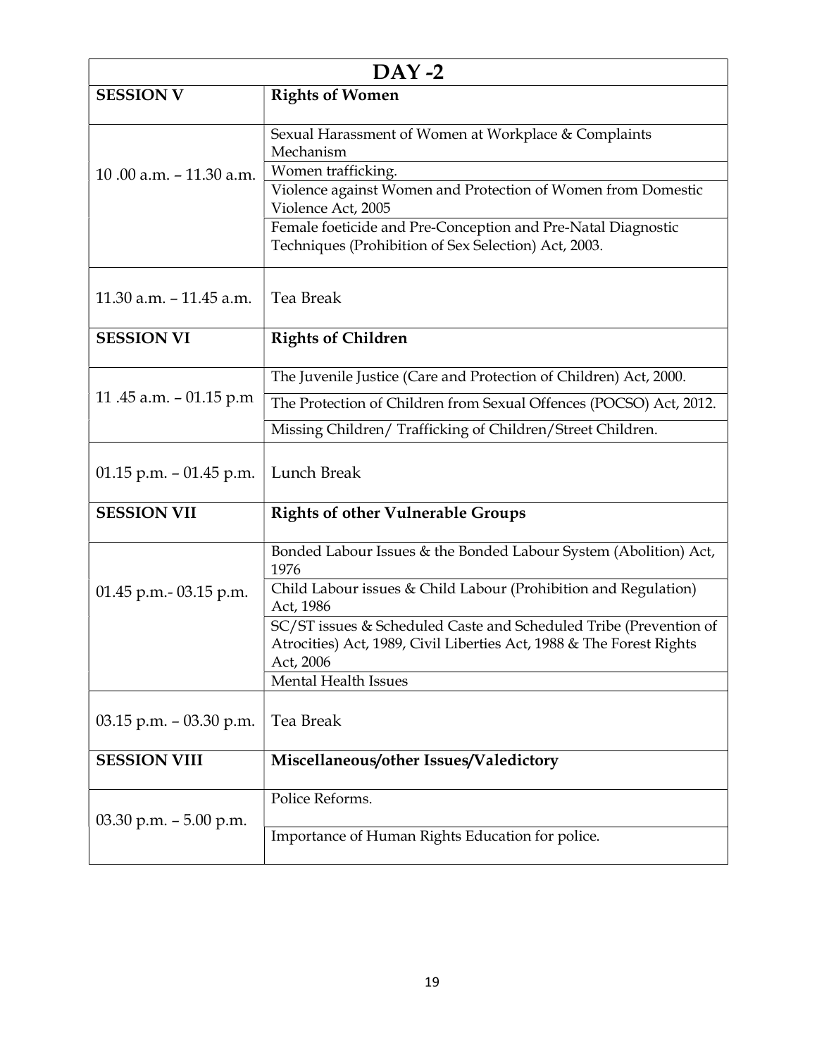| DAY -2 | |
|---|---|
| **SESSION V** | **Rights of Women** |
| 10 .00 a.m. – 11.30 a.m. | Sexual Harassment of Women at Workplace & Complaints Mechanism |
| | Women trafficking. |
| | Violence against Women and Protection of Women from Domestic Violence Act, 2005 |
| | Female foeticide and Pre-Conception and Pre-Natal Diagnostic Techniques (Prohibition of Sex Selection) Act, 2003. |
| 11.30 a.m. – 11.45 a.m. | Tea Break |
| **SESSION VI** | **Rights of Children** |
| 11 .45 a.m. – 01.15 p.m | The Juvenile Justice (Care and Protection of Children) Act, 2000. |
| | The Protection of Children from Sexual Offences (POCSO) Act, 2012. |
| | Missing Children/ Trafficking of Children/Street Children. |
| 01.15 p.m. – 01.45 p.m. | Lunch Break |
| **SESSION VII** | **Rights of other Vulnerable Groups** |
| 01.45 p.m.- 03.15 p.m. | Bonded Labour Issues & the Bonded Labour System (Abolition) Act, 1976 |
| | Child Labour issues & Child Labour (Prohibition and Regulation) Act, 1986 |
| | SC/ST issues & Scheduled Caste and Scheduled Tribe (Prevention of Atrocities) Act, 1989, Civil Liberties Act, 1988 & The Forest Rights Act, 2006 |
| | Mental Health Issues |
| 03.15 p.m. – 03.30 p.m. | Tea Break |
| **SESSION VIII** | **Miscellaneous/other Issues/Valedictory** |
| 03.30 p.m. – 5.00 p.m. | Police Reforms. |
| | Importance of Human Rights Education for police. |